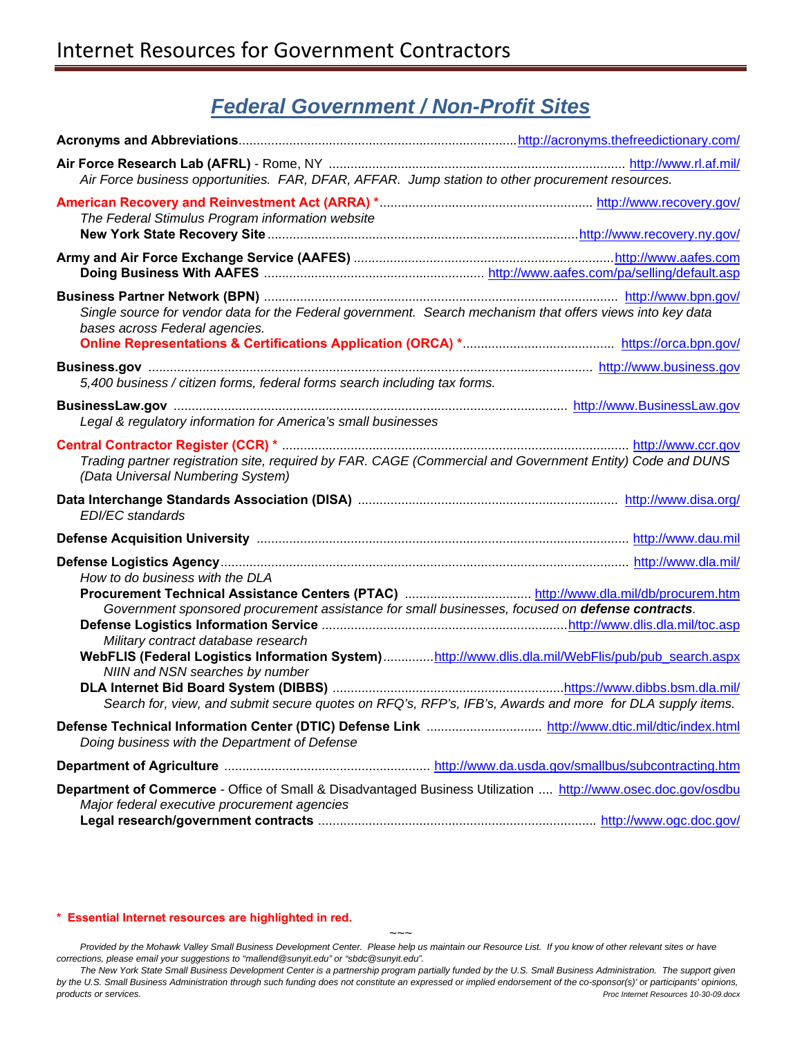# Internet Resources for Government Contractors

## *Federal Government / Non-Profit Sites*

**Acronyms and Abbreviations**............................................................................http://acronyms.thefreedictionary.com/

**Air Force Research Lab (AFRL)** - Rome, NY ................................................................................. http://www.rl.af.mil/
*Air Force business opportunities. FAR, DFAR, AFFAR. Jump station to other procurement resources.*

**American Recovery and Reinvestment Act (ARRA) \***......................................................... http://www.recovery.gov/
*The Federal Stimulus Program information website*
**New York State Recovery Site**.....................................................................................http://www.recovery.ny.gov/

**Army and Air Force Exchange Service (AAFES)** ........................................................................http://www.aafes.com
**Doing Business With AAFES** ............................................................ http://www.aafes.com/pa/selling/default.asp

**Business Partner Network (BPN)** .................................................................................................. http://www.bpn.gov/
*Single source for vendor data for the Federal government. Search mechanism that offers views into key data bases across Federal agencies.*
**Online Representations & Certifications Application (ORCA) \***.......................................... https://orca.bpn.gov/

**Business.gov** ......................................................................................................................... http://www.business.gov
*5,400 business / citizen forms, federal forms search including tax forms.*

**BusinessLaw.gov** ............................................................................................................ http://www.BusinessLaw.gov
*Legal & regulatory information for America's small businesses*

**Central Contractor Register (CCR) \*** ............................................................................................... http://www.ccr.gov
*Trading partner registration site, required by FAR. CAGE (Commercial and Government Entity) Code and DUNS (Data Universal Numbering System)*

**Data Interchange Standards Association (DISA)** ....................................................................... http://www.disa.org/
*EDI/EC standards*

**Defense Acquisition University** ...................................................................................................... http://www.dau.mil

**Defense Logistics Agency**................................................................................................................ http://www.dla.mil/
*How to do business with the DLA*
**Procurement Technical Assistance Centers (PTAC)** ................................... http://www.dla.mil/db/procurem.htm
*Government sponsored procurement assistance for small businesses, focused on* ***defense contracts****.*
**Defense Logistics Information Service** ...................................................................http://www.dlis.dla.mil/toc.asp
*Military contract database research*
**WebFLIS (Federal Logistics Information System)**..............http://www.dlis.dla.mil/WebFlis/pub/pub_search.aspx
*NIIN and NSN searches by number*
**DLA Internet Bid Board System (DIBBS)** ................................................................https://www.dibbs.bsm.dla.mil/
*Search for, view, and submit secure quotes on RFQ's, RFP's, IFB's, Awards and more for DLA supply items.*

**Defense Technical Information Center (DTIC) Defense Link** ................................ http://www.dtic.mil/dtic/index.html
*Doing business with the Department of Defense*

**Department of Agriculture** ......................................................... http://www.da.usda.gov/smallbus/subcontracting.htm

**Department of Commerce** - Office of Small & Disadvantaged Business Utilization .... http://www.osec.doc.gov/osdbu
*Major federal executive procurement agencies*
**Legal research/government contracts** ............................................................................ http://www.ogc.doc.gov/

**\* Essential Internet resources are highlighted in red.**

~~~

*Provided by the Mohawk Valley Small Business Development Center. Please help us maintain our Resource List. If you know of other relevant sites or have corrections, please email your suggestions to "mallend@sunyit.edu" or "sbdc@sunyit.edu".*

*The New York State Small Business Development Center is a partnership program partially funded by the U.S. Small Business Administration. The support given by the U.S. Small Business Administration through such funding does not constitute an expressed or implied endorsement of the co-sponsor(s)' or participants' opinions, products or services.*

*Proc Internet Resources 10-30-09.docx*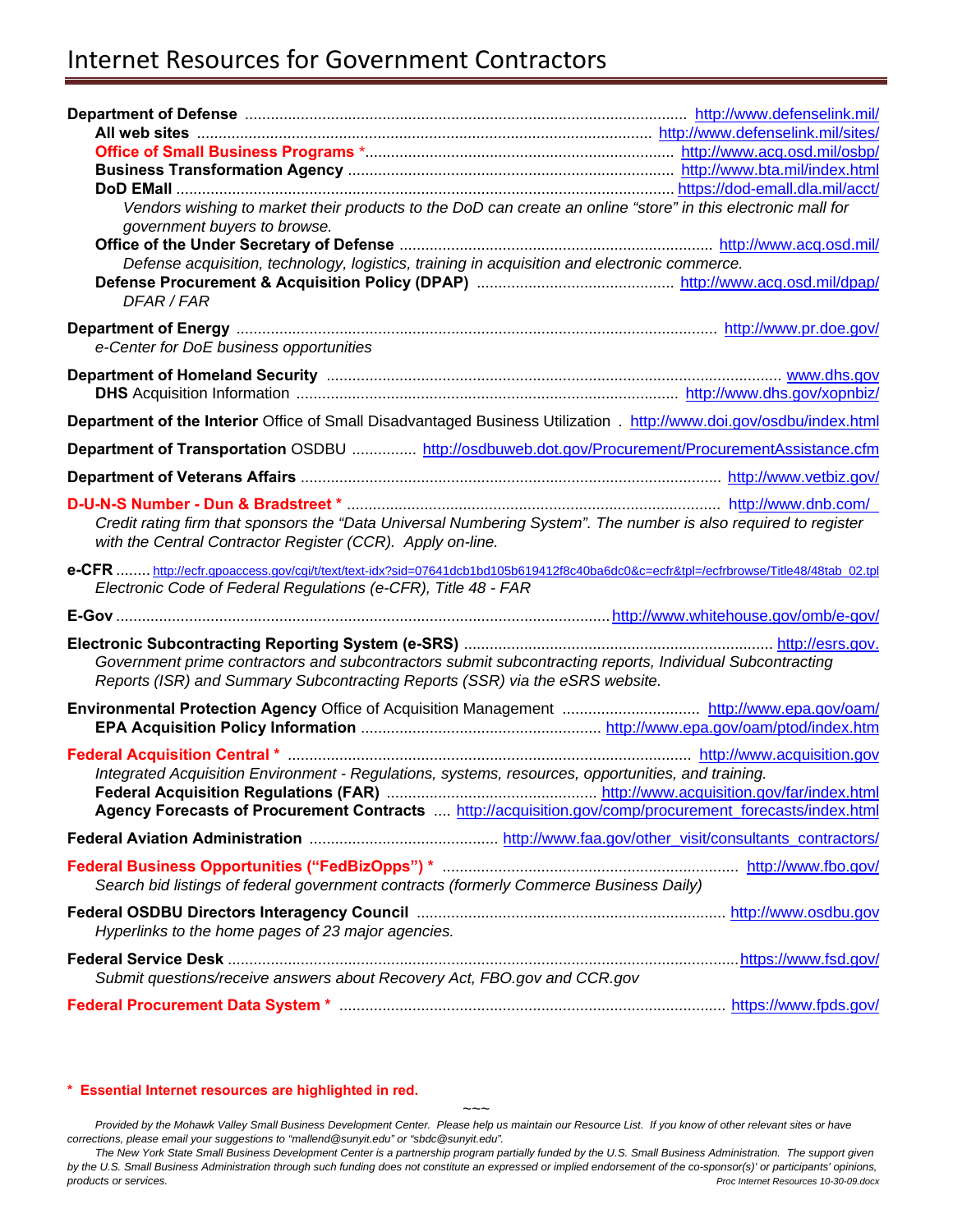# Internet Resources for Government Contractors

**Department of Defense** ...................................................................................................... http://www.defenselink.mil/

- **All web sites** ........................................................................................................ http://www.defenselink.mil/sites/
- **Office of Small Business Programs** \*....................................................................... http://www.acq.osd.mil/osbp/
- **Business Transformation Agency** ........................................................................... http://www.bta.mil/index.html
- **DoD EMall** ................................................................................................................ https://dod-emall.dla.mil/acct/
  *Vendors wishing to market their products to the DoD can create an online "store" in this electronic mall for government buyers to browse.*
- **Office of the Under Secretary of Defense** ........................................................................ http://www.acq.osd.mil/
  *Defense acquisition, technology, logistics, training in acquisition and electronic commerce.*
- **Defense Procurement & Acquisition Policy (DPAP)** .............................................. http://www.acq.osd.mil/dpap/
  *DFAR / FAR*

**Department of Energy** .............................................................................................................. http://www.pr.doe.gov/
*e-Center for DoE business opportunities*

**Department of Homeland Security** .......................................................................................................... www.dhs.gov
- **DHS** Acquisition Information ....................................................................................... http://www.dhs.gov/xopnbiz/

**Department of the Interior** Office of Small Disadvantaged Business Utilization . http://www.doi.gov/osdbu/index.html

**Department of Transportation** OSDBU ............... http://osdbuweb.dot.gov/Procurement/ProcurementAssistance.cfm

**Department of Veterans Affairs** ................................................................................................. http://www.vetbiz.gov/

**D-U-N-S Number - Dun & Bradstreet** \* ...................................................................................... http://www.dnb.com/
*Credit rating firm that sponsors the "Data Universal Numbering System". The number is also required to register with the Central Contractor Register (CCR). Apply on-line.*

**e-CFR** ........ http://ecfr.gpoaccess.gov/cgi/t/text/text-idx?sid=07641dcb1bd105b619412f8c40ba6dc0&c=ecfr&tpl=/ecfrbrowse/Title48/48tab_02.tpl
*Electronic Code of Federal Regulations (e-CFR), Title 48 - FAR*

**E-Gov** ...................................................................................................................http://www.whitehouse.gov/omb/e-gov/

**Electronic Subcontracting Reporting System (e-SRS)** ........................................................................ http://esrs.gov.
*Government prime contractors and subcontractors submit subcontracting reports, Individual Subcontracting Reports (ISR) and Summary Subcontracting Reports (SSR) via the eSRS website.*

**Environmental Protection Agency** Office of Acquisition Management ................................ http://www.epa.gov/oam/
- **EPA Acquisition Policy Information** ........................................................ http://www.epa.gov/oam/ptod/index.htm

**Federal Acquisition Central** \* ............................................................................................. http://www.acquisition.gov
*Integrated Acquisition Environment - Regulations, systems, resources, opportunities, and training.*
- **Federal Acquisition Regulations (FAR)** ................................................. http://www.acquisition.gov/far/index.html
- **Agency Forecasts of Procurement Contracts** .... http://acquisition.gov/comp/procurement_forecasts/index.html

**Federal Aviation Administration** ............................................ http://www.faa.gov/other_visit/consultants_contractors/

**Federal Business Opportunities ("FedBizOpps")** \* ..................................................................... http://www.fbo.gov/
*Search bid listings of federal government contracts (formerly Commerce Business Daily)*

**Federal OSDBU Directors Interagency Council** ........................................................................ http://www.osdbu.gov
*Hyperlinks to the home pages of 23 major agencies.*

**Federal Service Desk** .......................................................................................................................https://www.fsd.gov/
*Submit questions/receive answers about Recovery Act, FBO.gov and CCR.gov*

**Federal Procurement Data System** \* .......................................................................................... https://www.fpds.gov/

**\* Essential Internet resources are highlighted in red.**

~~~

*Provided by the Mohawk Valley Small Business Development Center. Please help us maintain our Resource List. If you know of other relevant sites or have corrections, please email your suggestions to "mallend@sunyit.edu" or "sbdc@sunyit.edu".*

*The New York State Small Business Development Center is a partnership program partially funded by the U.S. Small Business Administration. The support given by the U.S. Small Business Administration through such funding does not constitute an expressed or implied endorsement of the co-sponsor(s)' or participants' opinions, products or services.*

*Proc Internet Resources 10-30-09.docx*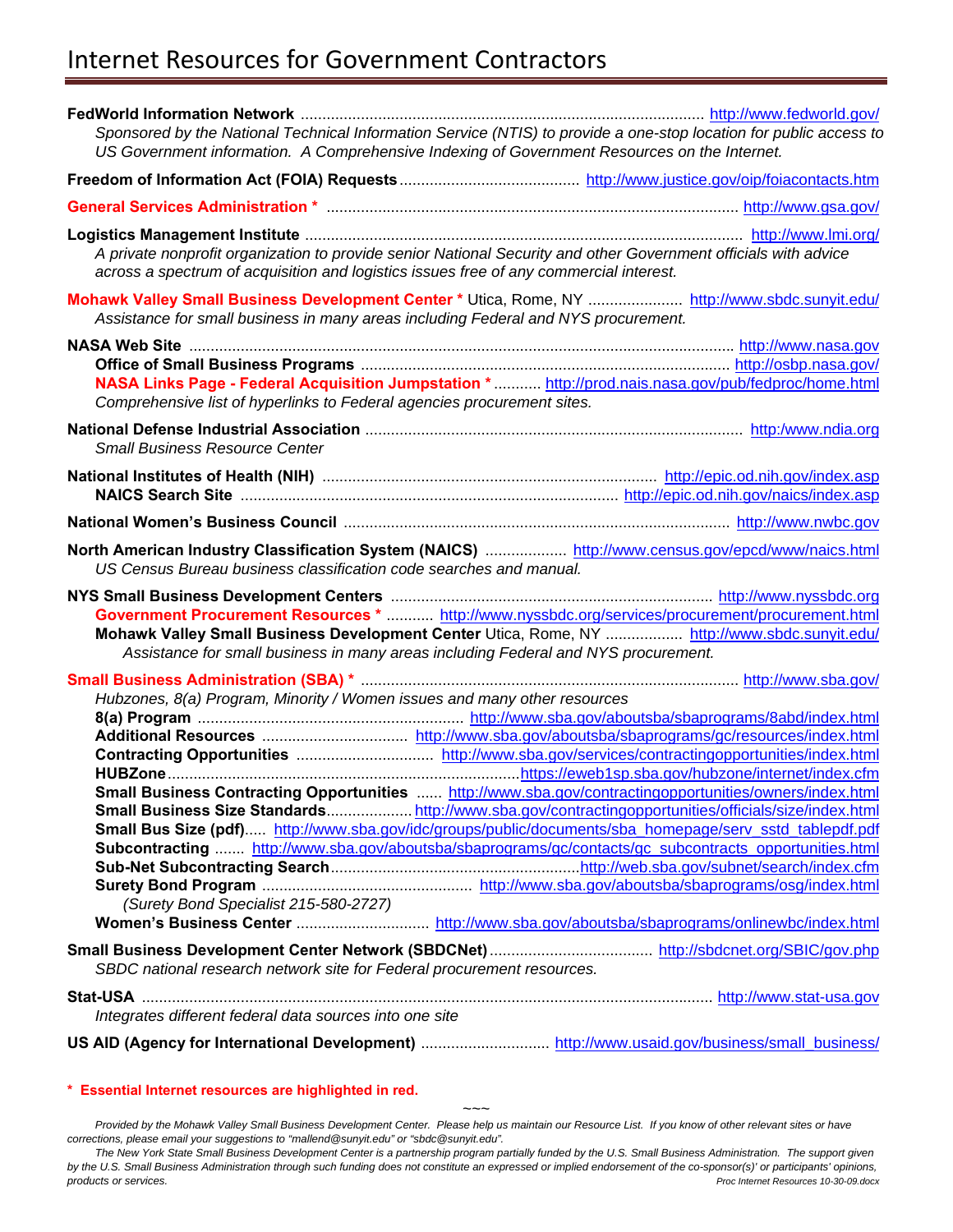# Internet Resources for Government Contractors

**FedWorld Information Network** .......... http://www.fedworld.gov/
*Sponsored by the National Technical Information Service (NTIS) to provide a one-stop location for public access to US Government information. A Comprehensive Indexing of Government Resources on the Internet.*

**Freedom of Information Act (FOIA) Requests** .......... http://www.justice.gov/oip/foiacontacts.htm

**General Services Administration *** .......... http://www.gsa.gov/

**Logistics Management Institute** .......... http://www.lmi.org/
*A private nonprofit organization to provide senior National Security and other Government officials with advice across a spectrum of acquisition and logistics issues free of any commercial interest.*

**Mohawk Valley Small Business Development Center *** Utica, Rome, NY .......... http://www.sbdc.sunyit.edu/
*Assistance for small business in many areas including Federal and NYS procurement.*

**NASA Web Site** .......... http://www.nasa.gov
- **Office of Small Business Programs** .......... http://osbp.nasa.gov/
- **NASA Links Page - Federal Acquisition Jumpstation *** .......... http://prod.nais.nasa.gov/pub/fedproc/home.html
  *Comprehensive list of hyperlinks to Federal agencies procurement sites.*

**National Defense Industrial Association** .......... http:/www.ndia.org
*Small Business Resource Center*

**National Institutes of Health (NIH)** .......... http://epic.od.nih.gov/index.asp
- **NAICS Search Site** .......... http://epic.od.nih.gov/naics/index.asp

**National Women's Business Council** .......... http://www.nwbc.gov

**North American Industry Classification System (NAICS)** .......... http://www.census.gov/epcd/www/naics.html
*US Census Bureau business classification code searches and manual.*

**NYS Small Business Development Centers** .......... http://www.nyssbdc.org
- **Government Procurement Resources *** .......... http://www.nyssbdc.org/services/procurement/procurement.html
- **Mohawk Valley Small Business Development Center** Utica, Rome, NY .......... http://www.sbdc.sunyit.edu/
  *Assistance for small business in many areas including Federal and NYS procurement.*

**Small Business Administration (SBA) *** .......... http://www.sba.gov/
*Hubzones, 8(a) Program, Minority / Women issues and many other resources*
- **8(a) Program** .......... http://www.sba.gov/aboutsba/sbaprograms/8abd/index.html
- **Additional Resources** .......... http://www.sba.gov/aboutsba/sbaprograms/gc/resources/index.html
- **Contracting Opportunities** .......... http://www.sba.gov/services/contractingopportunities/index.html
- **HUBZone** .......... https://eweb1sp.sba.gov/hubzone/internet/index.cfm
- **Small Business Contracting Opportunities** .......... http://www.sba.gov/contractingopportunities/owners/index.html
- **Small Business Size Standards** .......... http://www.sba.gov/contractingopportunities/officials/size/index.html
- **Small Bus Size (pdf)** .......... http://www.sba.gov/idc/groups/public/documents/sba_homepage/serv_sstd_tablepdf.pdf
- **Subcontracting** .......... http://www.sba.gov/aboutsba/sbaprograms/gc/contacts/gc_subcontracts_opportunities.html
- **Sub-Net Subcontracting Search** .......... http://web.sba.gov/subnet/search/index.cfm
- **Surety Bond Program** .......... http://www.sba.gov/aboutsba/sbaprograms/osg/index.html
  *(Surety Bond Specialist 215-580-2727)*
- **Women's Business Center** .......... http://www.sba.gov/aboutsba/sbaprograms/onlinewbc/index.html

**Small Business Development Center Network (SBDCNet)** .......... http://sbdcnet.org/SBIC/gov.php
*SBDC national research network site for Federal procurement resources.*

**Stat-USA** .......... http://www.stat-usa.gov
*Integrates different federal data sources into one site*

**US AID (Agency for International Development)** .......... http://www.usaid.gov/business/small_business/

**\* Essential Internet resources are highlighted in red.**

~~~

*Provided by the Mohawk Valley Small Business Development Center. Please help us maintain our Resource List. If you know of other relevant sites or have corrections, please email your suggestions to "mallend@sunyit.edu" or "sbdc@sunyit.edu".*

*The New York State Small Business Development Center is a partnership program partially funded by the U.S. Small Business Administration. The support given by the U.S. Small Business Administration through such funding does not constitute an expressed or implied endorsement of the co-sponsor(s)' or participants' opinions, products or services.*

*Proc Internet Resources 10-30-09.docx*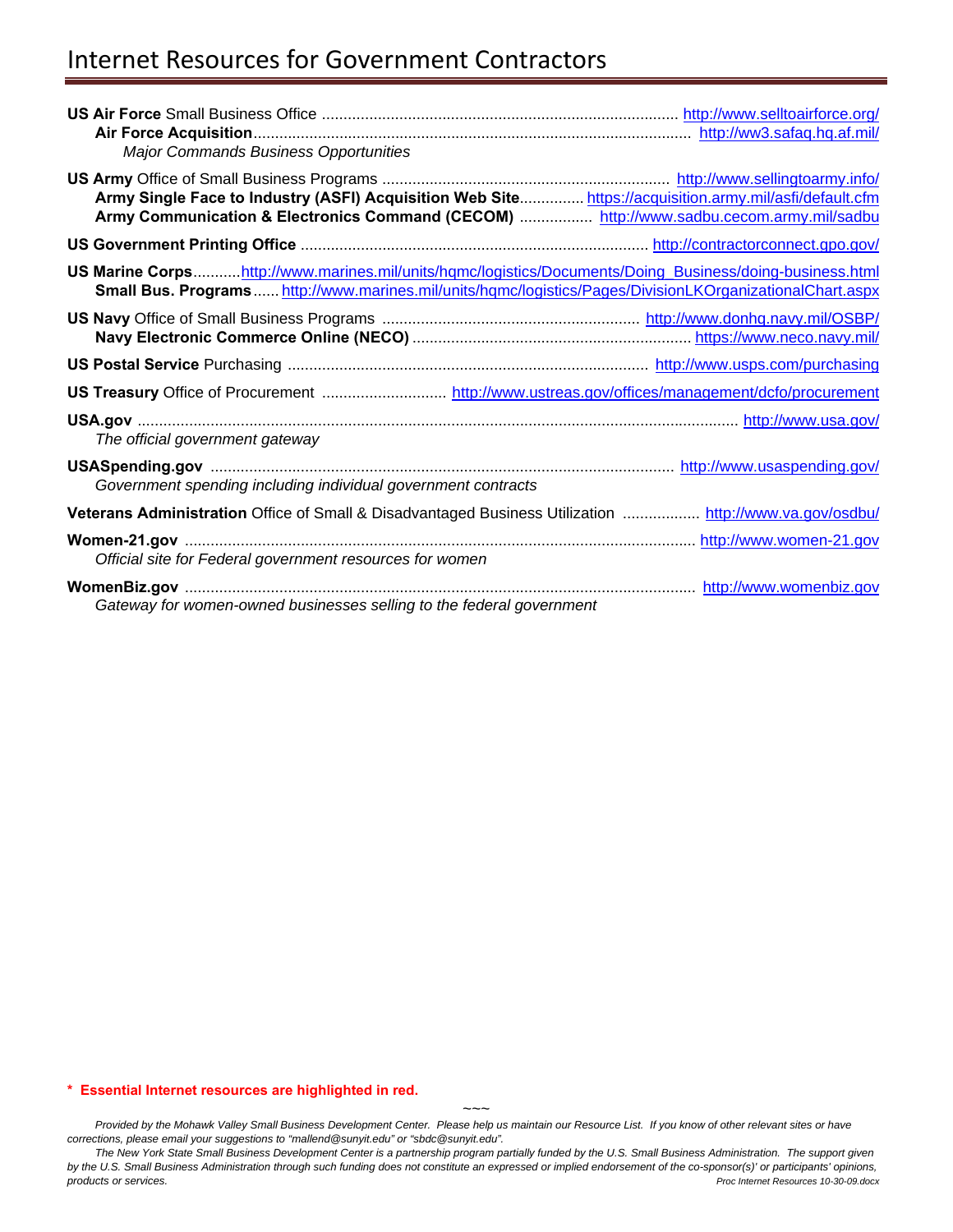# Internet Resources for Government Contractors

**US Air Force** Small Business Office .................................................................................. http://www.selltoairforce.org/
**Air Force Acquisition**..................................................................................................... http://ww3.safaq.hq.af.mil/
*Major Commands Business Opportunities*

**US Army** Office of Small Business Programs .................................................................. http://www.sellingtoarmy.info/
**Army Single Face to Industry (ASFI) Acquisition Web Site**............... https://acquisition.army.mil/asfi/default.cfm
**Army Communication & Electronics Command (CECOM)** ................. http://www.sadbu.cecom.army.mil/sadbu

**US Government Printing Office** ................................................................................. http://contractorconnect.gpo.gov/

**US Marine Corps**...........http://www.marines.mil/units/hqmc/logistics/Documents/Doing_Business/doing-business.html
**Small Bus. Programs**...... http://www.marines.mil/units/hqmc/logistics/Pages/DivisionLKOrganizationalChart.aspx

**US Navy** Office of Small Business Programs ............................................................ http://www.donhq.navy.mil/OSBP/
**Navy Electronic Commerce Online (NECO)** ................................................................. https://www.neco.navy.mil/

**US Postal Service** Purchasing .................................................................................... http://www.usps.com/purchasing

**US Treasury** Office of Procurement ............................. http://www.ustreas.gov/offices/management/dcfo/procurement

**USA.gov** ........................................................................................................................................... http://www.usa.gov/
*The official government gateway*

**USASpending.gov** ........................................................................................................... http://www.usaspending.gov/
*Government spending including individual government contracts*

**Veterans Administration** Office of Small & Disadvantaged Business Utilization .................. http://www.va.gov/osdbu/

**Women-21.gov** ....................................................................................................................... http://www.women-21.gov
*Official site for Federal government resources for women*

**WomenBiz.gov** ...................................................................................................................... http://www.womenbiz.gov
*Gateway for women-owned businesses selling to the federal government*

**\* Essential Internet resources are highlighted in red.**

~~~

*Provided by the Mohawk Valley Small Business Development Center. Please help us maintain our Resource List. If you know of other relevant sites or have corrections, please email your suggestions to "mallend@sunyit.edu" or "sbdc@sunyit.edu".*

*The New York State Small Business Development Center is a partnership program partially funded by the U.S. Small Business Administration. The support given by the U.S. Small Business Administration through such funding does not constitute an expressed or implied endorsement of the co-sponsor(s)' or participants' opinions, products or services.*

*Proc Internet Resources 10-30-09.docx*